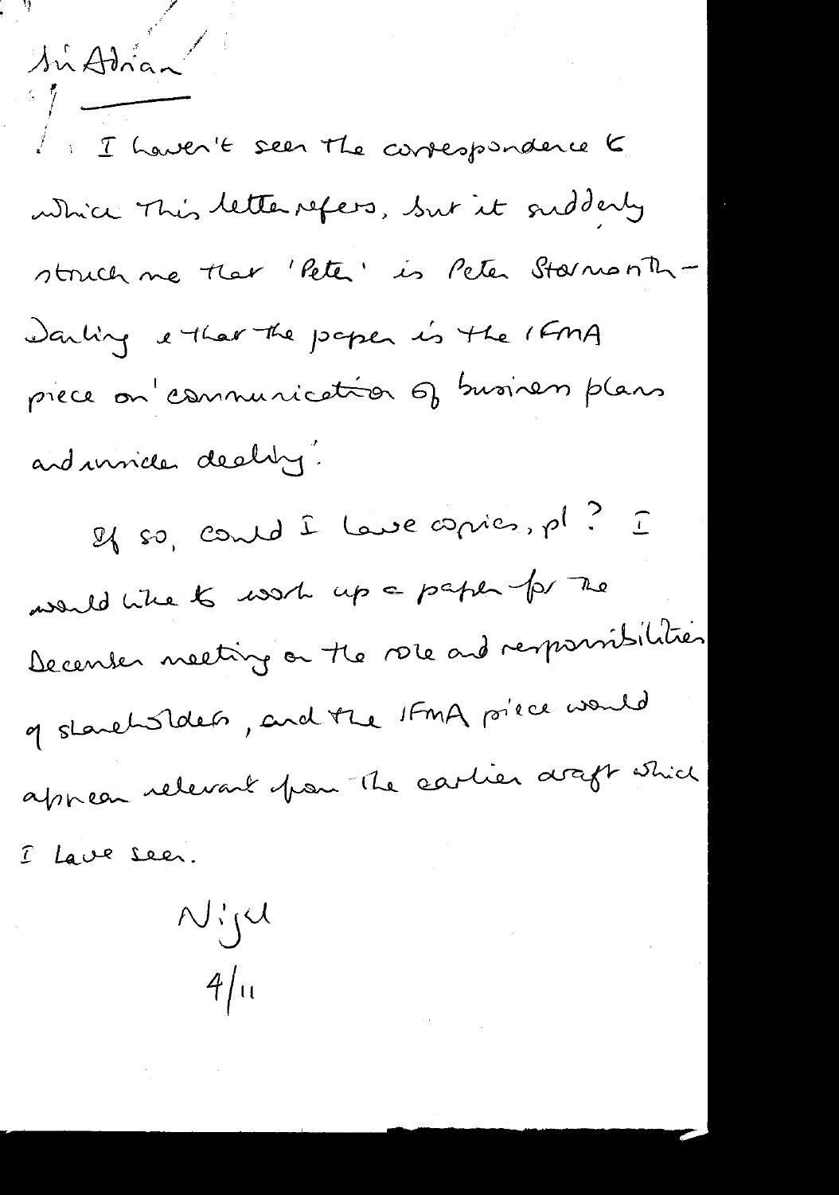Sir Adrian

I haven't seen the correspondence to which this letter refers, but it suddenly struck me that 'Peter' is Peter Stormonth-Darling & that the paper is the IFMA piece on 'communication of business plans and insider dealing'.

If so, could I have copies, pl? I would like to work up a paper for the December meeting on the role and responsibilities of shareholders, and the IFMA piece would appear relevant from the earlier draft which I have seen.

Nigel
4/11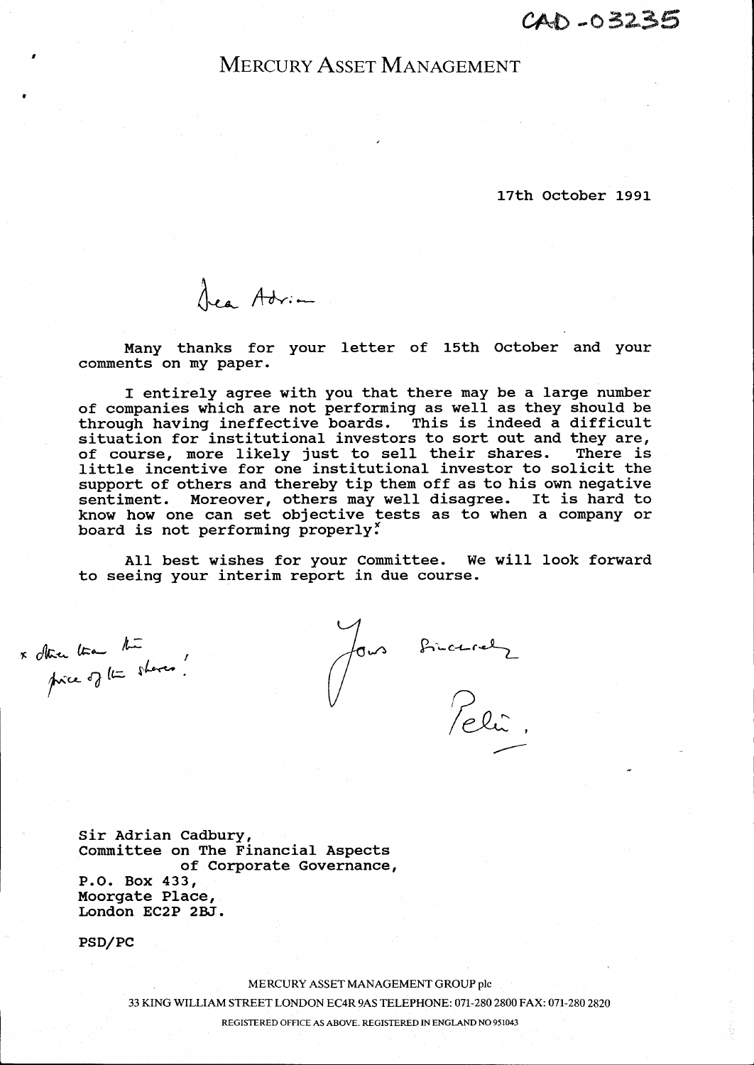CAD-03235

# MERCURY ASSET MANAGEMENT

17th October 1991

Dear Adrian

Many thanks for your letter of 15th October and your comments on my paper.

I entirely agree with you that there may be a large number of companies which are not performing as well as they should be through having ineffective boards. This is indeed a difficult situation for institutional investors to sort out and they are, of course, more likely just to sell their shares. There is little incentive for one institutional investor to solicit the support of others and thereby tip them off as to his own negative sentiment. Moreover, others may well disagree. It is hard to know how one can set objective tests as to when a company or board is not performing properly.*

All best wishes for your Committee. We will look forward to seeing your interim report in due course.

* other than the price of the shares!

Yours Sincerely

Peter.

Sir Adrian Cadbury,
Committee on The Financial Aspects
of Corporate Governance,
P.O. Box 433,
Moorgate Place,
London EC2P 2BJ.

PSD/PC

MERCURY ASSET MANAGEMENT GROUP plc
33 KING WILLIAM STREET LONDON EC4R 9AS TELEPHONE: 071-280 2800 FAX: 071-280 2820
REGISTERED OFFICE AS ABOVE. REGISTERED IN ENGLAND NO 951043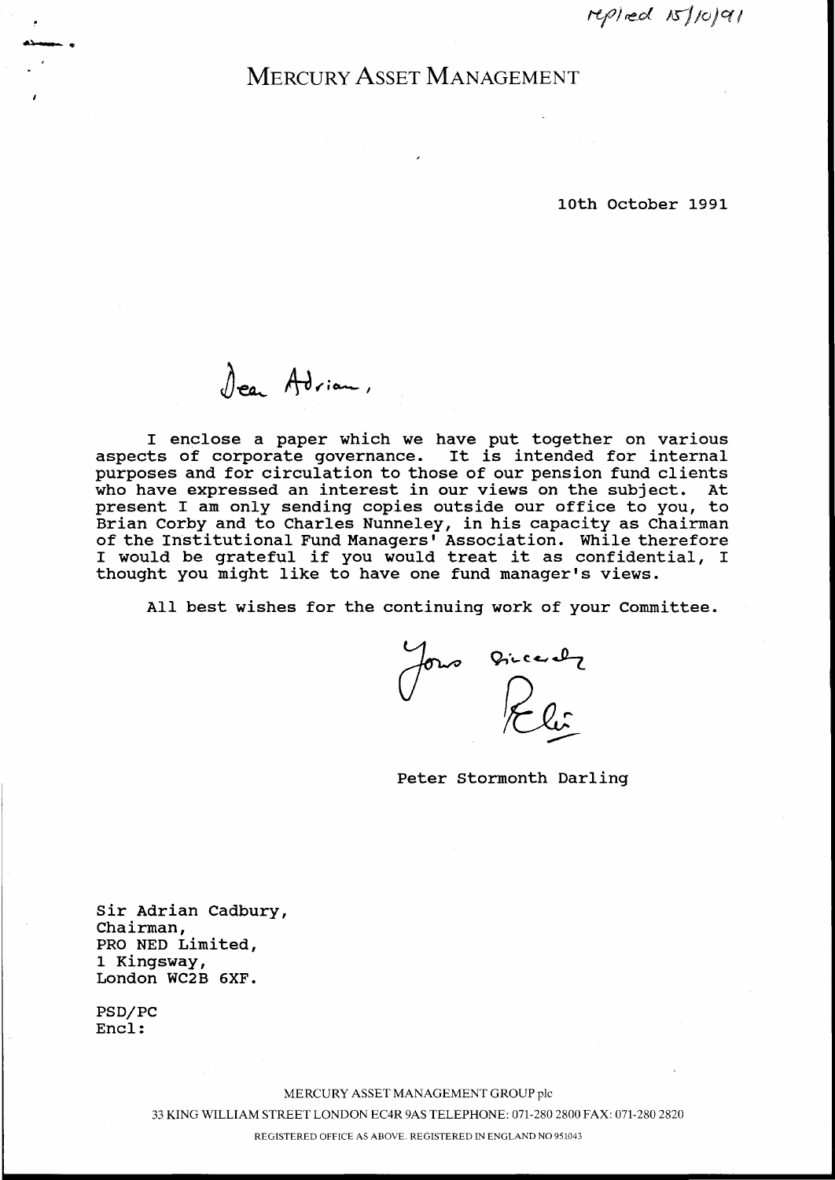replied 15/10/91

# MERCURY ASSET MANAGEMENT

10th October 1991

Dear Adrian,

I enclose a paper which we have put together on various aspects of corporate governance. It is intended for internal purposes and for circulation to those of our pension fund clients who have expressed an interest in our views on the subject. At present I am only sending copies outside our office to you, to Brian Corby and to Charles Nunneley, in his capacity as Chairman of the Institutional Fund Managers' Association. While therefore I would be grateful if you would treat it as confidential, I thought you might like to have one fund manager's views.

All best wishes for the continuing work of your Committee.

Yours sincerely

Peter Stormonth Darling

Sir Adrian Cadbury,
Chairman,
PRO NED Limited,
1 Kingsway,
London WC2B 6XF.

PSD/PC
Encl:

MERCURY ASSET MANAGEMENT GROUP plc
33 KING WILLIAM STREET LONDON EC4R 9AS TELEPHONE: 071-280 2800 FAX: 071-280 2820
REGISTERED OFFICE AS ABOVE. REGISTERED IN ENGLAND NO 951043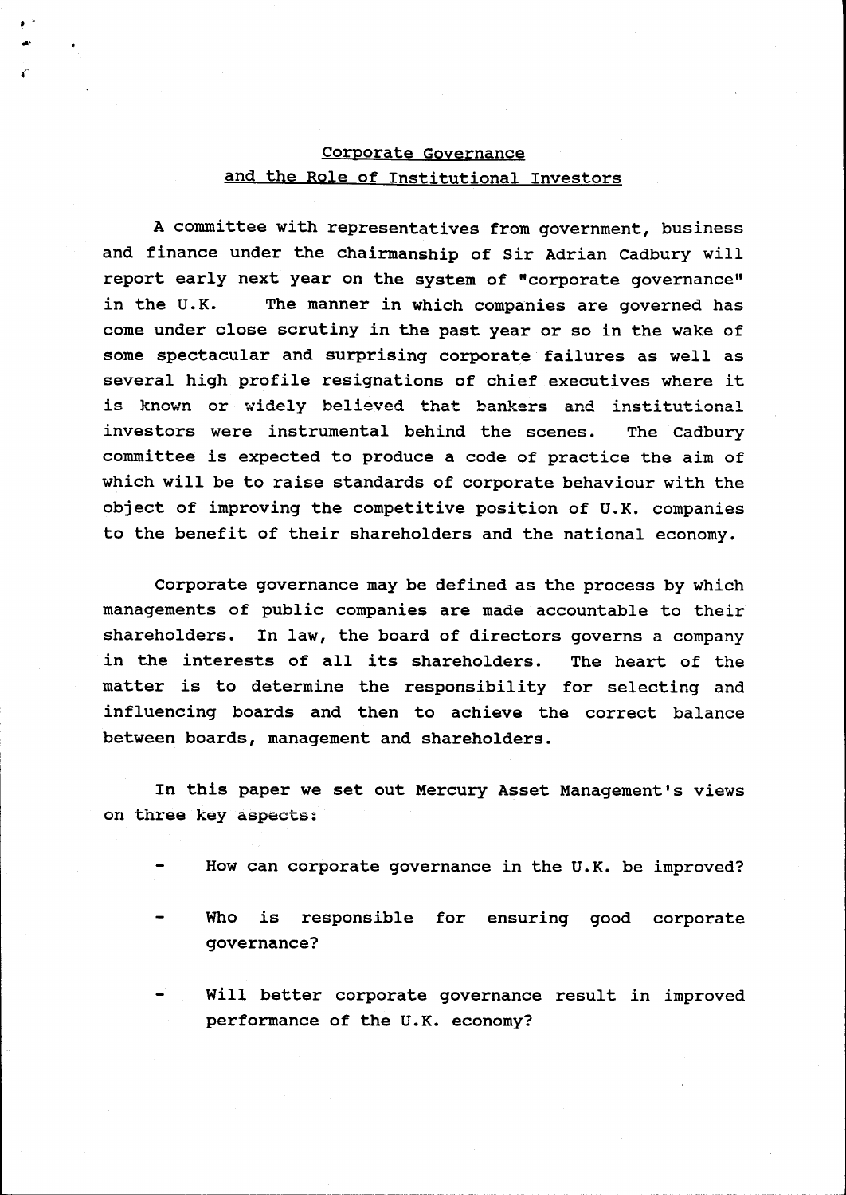## Corporate Governance and the Role of Institutional Investors

A committee with representatives from government, business and finance under the chairmanship of Sir Adrian Cadbury will report early next year on the system of "corporate governance" in the U.K. The manner in which companies are governed has come under close scrutiny in the past year or so in the wake of some spectacular and surprising corporate failures as well as several high profile resignations of chief executives where it is known or widely believed that bankers and institutional investors were instrumental behind the scenes. The Cadbury committee is expected to produce a code of practice the aim of which will be to raise standards of corporate behaviour with the object of improving the competitive position of U.K. companies to the benefit of their shareholders and the national economy.

Corporate governance may be defined as the process by which managements of public companies are made accountable to their shareholders. In law, the board of directors governs a company in the interests of all its shareholders. The heart of the matter is to determine the responsibility for selecting and influencing boards and then to achieve the correct balance between boards, management and shareholders.

In this paper we set out Mercury Asset Management's views on three key aspects:

- How can corporate governance in the U.K. be improved?
- Who is responsible for ensuring good corporate governance?
- Will better corporate governance result in improved performance of the U.K. economy?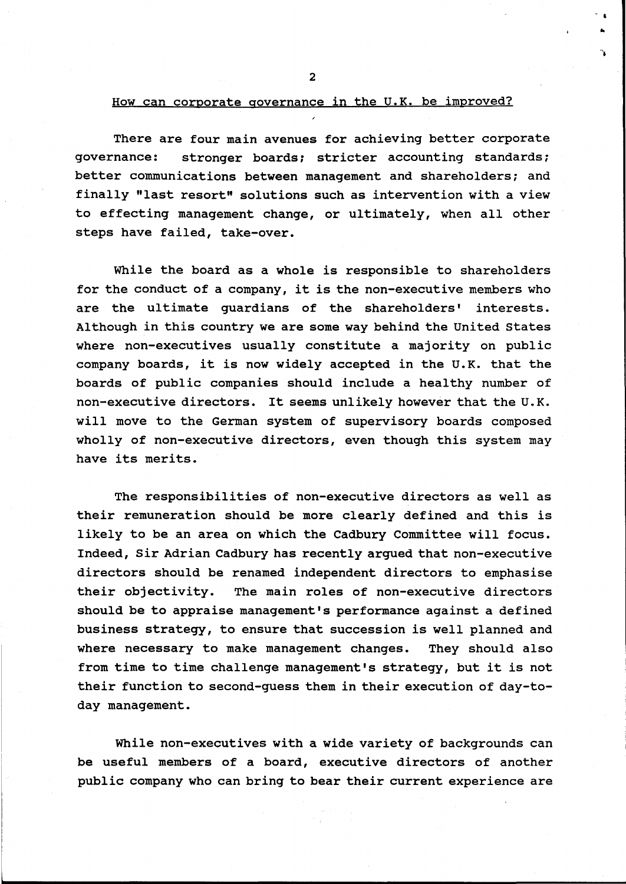## How can corporate governance in the U.K. be improved?

There are four main avenues for achieving better corporate governance: stronger boards; stricter accounting standards; better communications between management and shareholders; and finally "last resort" solutions such as intervention with a view to effecting management change, or ultimately, when all other steps have failed, take-over.

While the board as a whole is responsible to shareholders for the conduct of a company, it is the non-executive members who are the ultimate guardians of the shareholders' interests. Although in this country we are some way behind the United States where non-executives usually constitute a majority on public company boards, it is now widely accepted in the U.K. that the boards of public companies should include a healthy number of non-executive directors. It seems unlikely however that the U.K. will move to the German system of supervisory boards composed wholly of non-executive directors, even though this system may have its merits.

The responsibilities of non-executive directors as well as their remuneration should be more clearly defined and this is likely to be an area on which the Cadbury Committee will focus. Indeed, Sir Adrian Cadbury has recently argued that non-executive directors should be renamed independent directors to emphasise their objectivity. The main roles of non-executive directors should be to appraise management's performance against a defined business strategy, to ensure that succession is well planned and where necessary to make management changes. They should also from time to time challenge management's strategy, but it is not their function to second-guess them in their execution of day-to-day management.

While non-executives with a wide variety of backgrounds can be useful members of a board, executive directors of another public company who can bring to bear their current experience are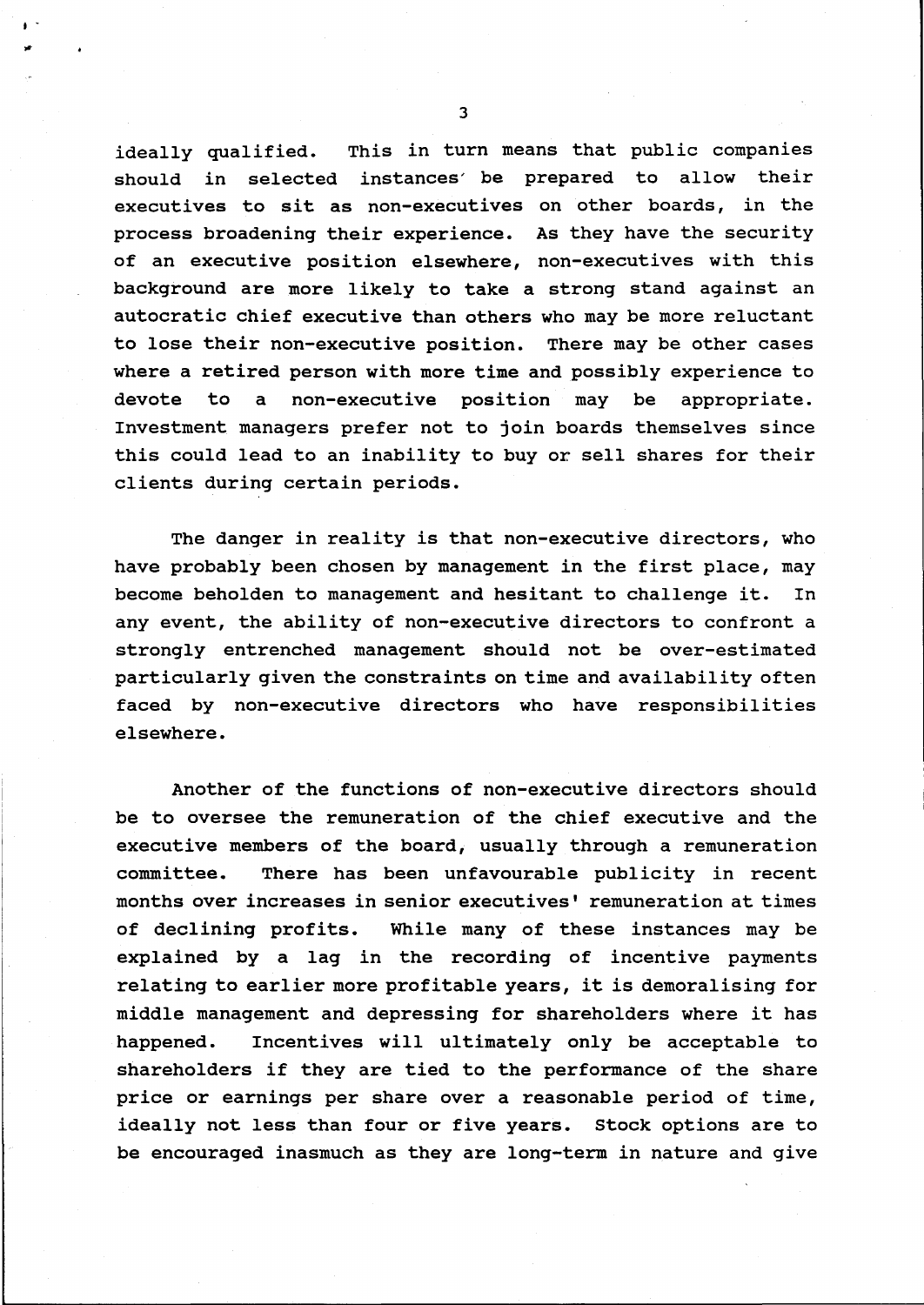ideally qualified. This in turn means that public companies should in selected instances be prepared to allow their executives to sit as non-executives on other boards, in the process broadening their experience. As they have the security of an executive position elsewhere, non-executives with this background are more likely to take a strong stand against an autocratic chief executive than others who may be more reluctant to lose their non-executive position. There may be other cases where a retired person with more time and possibly experience to devote to a non-executive position may be appropriate. Investment managers prefer not to join boards themselves since this could lead to an inability to buy or sell shares for their clients during certain periods.

The danger in reality is that non-executive directors, who have probably been chosen by management in the first place, may become beholden to management and hesitant to challenge it. In any event, the ability of non-executive directors to confront a strongly entrenched management should not be over-estimated particularly given the constraints on time and availability often faced by non-executive directors who have responsibilities elsewhere.

Another of the functions of non-executive directors should be to oversee the remuneration of the chief executive and the executive members of the board, usually through a remuneration committee. There has been unfavourable publicity in recent months over increases in senior executives' remuneration at times of declining profits. While many of these instances may be explained by a lag in the recording of incentive payments relating to earlier more profitable years, it is demoralising for middle management and depressing for shareholders where it has happened. Incentives will ultimately only be acceptable to shareholders if they are tied to the performance of the share price or earnings per share over a reasonable period of time, ideally not less than four or five years. Stock options are to be encouraged inasmuch as they are long-term in nature and give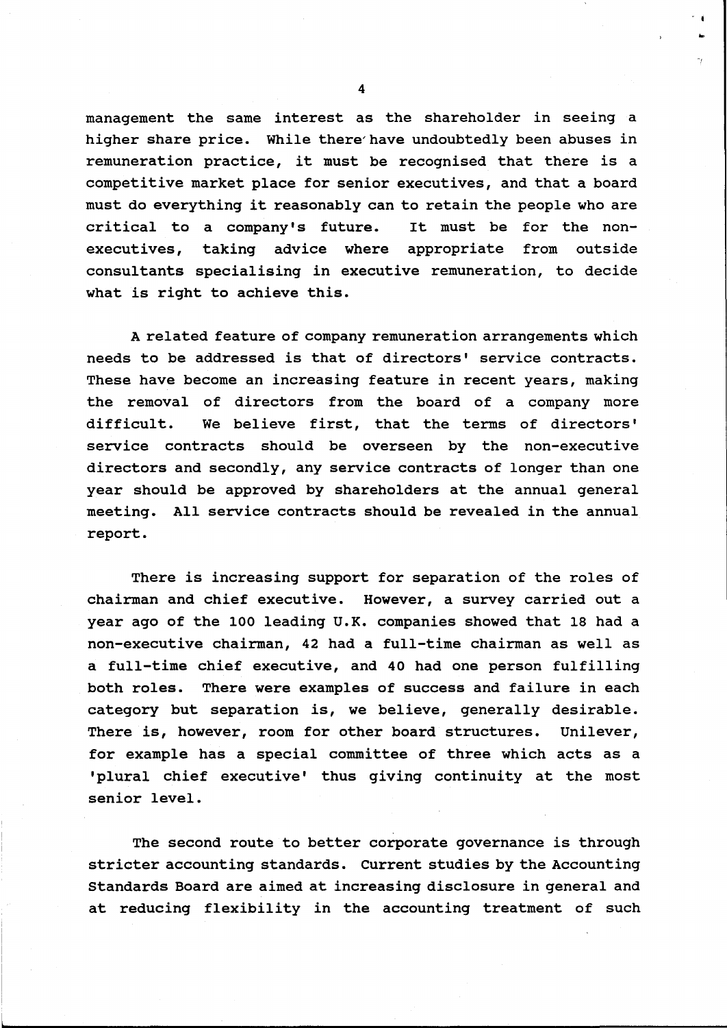management the same interest as the shareholder in seeing a higher share price. While there have undoubtedly been abuses in remuneration practice, it must be recognised that there is a competitive market place for senior executives, and that a board must do everything it reasonably can to retain the people who are critical to a company's future. It must be for the non-executives, taking advice where appropriate from outside consultants specialising in executive remuneration, to decide what is right to achieve this.

A related feature of company remuneration arrangements which needs to be addressed is that of directors' service contracts. These have become an increasing feature in recent years, making the removal of directors from the board of a company more difficult. We believe first, that the terms of directors' service contracts should be overseen by the non-executive directors and secondly, any service contracts of longer than one year should be approved by shareholders at the annual general meeting. All service contracts should be revealed in the annual report.

There is increasing support for separation of the roles of chairman and chief executive. However, a survey carried out a year ago of the 100 leading U.K. companies showed that 18 had a non-executive chairman, 42 had a full-time chairman as well as a full-time chief executive, and 40 had one person fulfilling both roles. There were examples of success and failure in each category but separation is, we believe, generally desirable. There is, however, room for other board structures. Unilever, for example has a special committee of three which acts as a 'plural chief executive' thus giving continuity at the most senior level.

The second route to better corporate governance is through stricter accounting standards. Current studies by the Accounting Standards Board are aimed at increasing disclosure in general and at reducing flexibility in the accounting treatment of such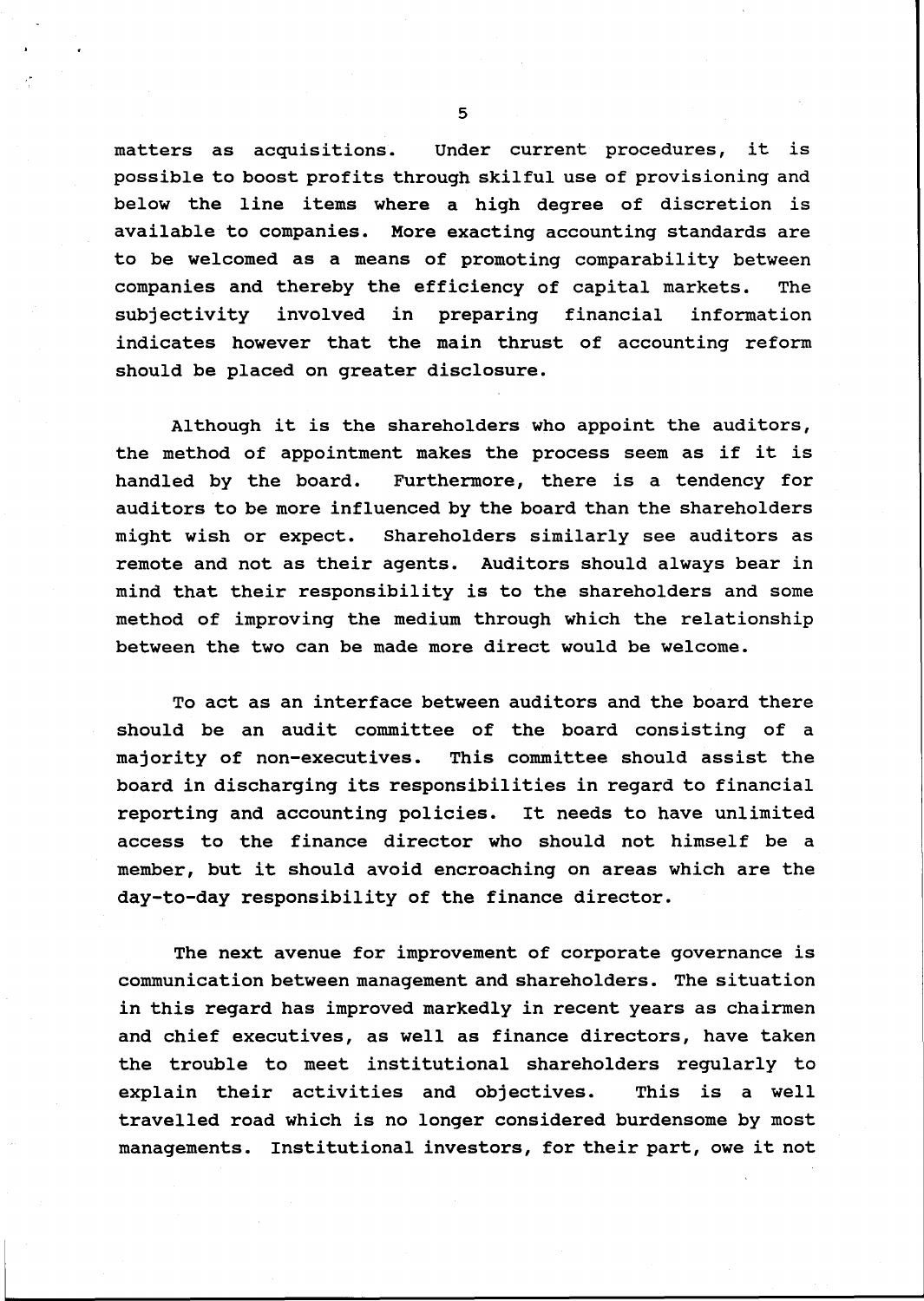matters as acquisitions. Under current procedures, it is possible to boost profits through skilful use of provisioning and below the line items where a high degree of discretion is available to companies. More exacting accounting standards are to be welcomed as a means of promoting comparability between companies and thereby the efficiency of capital markets. The subjectivity involved in preparing financial information indicates however that the main thrust of accounting reform should be placed on greater disclosure.

Although it is the shareholders who appoint the auditors, the method of appointment makes the process seem as if it is handled by the board. Furthermore, there is a tendency for auditors to be more influenced by the board than the shareholders might wish or expect. Shareholders similarly see auditors as remote and not as their agents. Auditors should always bear in mind that their responsibility is to the shareholders and some method of improving the medium through which the relationship between the two can be made more direct would be welcome.

To act as an interface between auditors and the board there should be an audit committee of the board consisting of a majority of non-executives. This committee should assist the board in discharging its responsibilities in regard to financial reporting and accounting policies. It needs to have unlimited access to the finance director who should not himself be a member, but it should avoid encroaching on areas which are the day-to-day responsibility of the finance director.

The next avenue for improvement of corporate governance is communication between management and shareholders. The situation in this regard has improved markedly in recent years as chairmen and chief executives, as well as finance directors, have taken the trouble to meet institutional shareholders regularly to explain their activities and objectives. This is a well travelled road which is no longer considered burdensome by most managements. Institutional investors, for their part, owe it not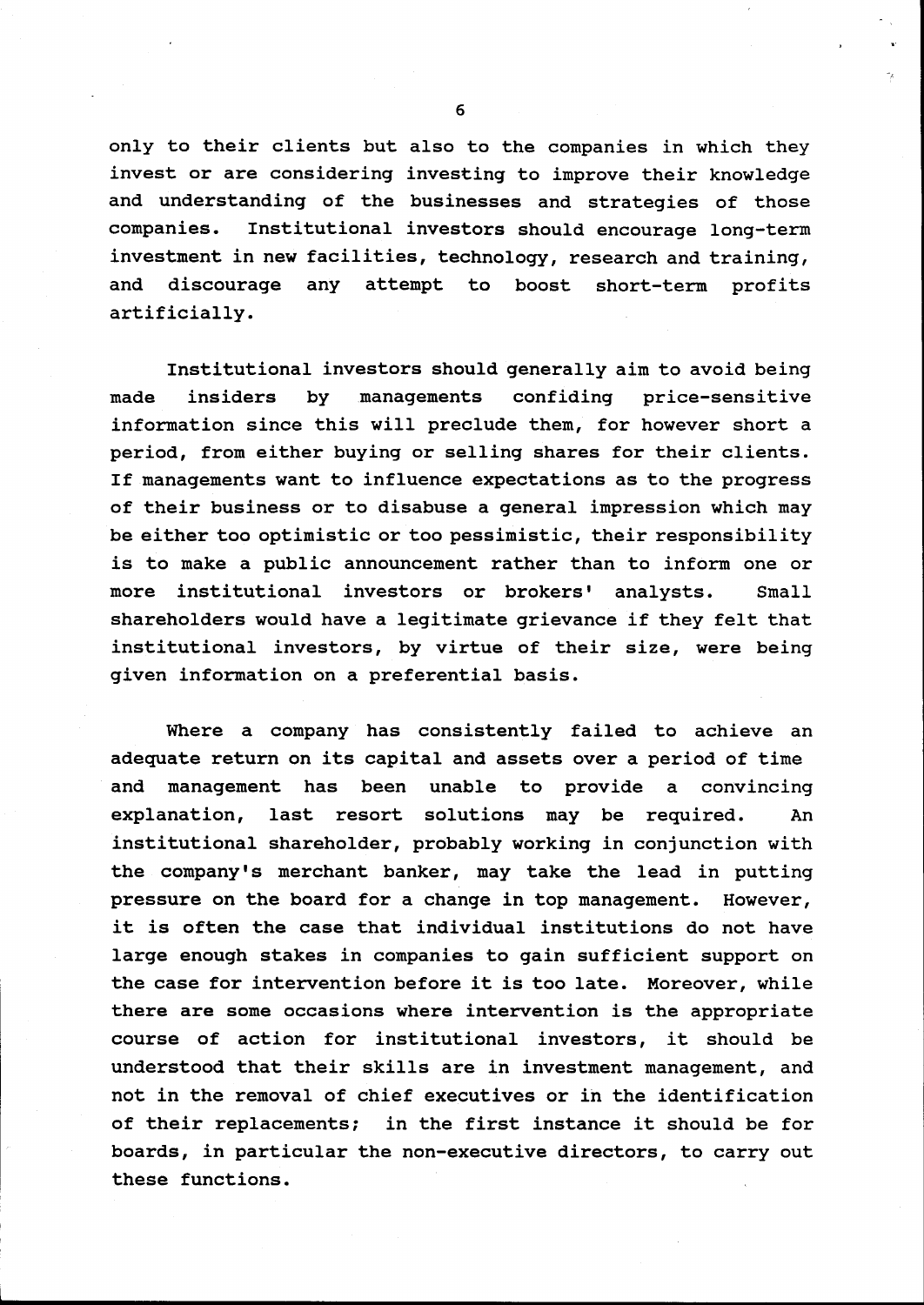only to their clients but also to the companies in which they invest or are considering investing to improve their knowledge and understanding of the businesses and strategies of those companies. Institutional investors should encourage long-term investment in new facilities, technology, research and training, and discourage any attempt to boost short-term profits artificially.

Institutional investors should generally aim to avoid being made insiders by managements confiding price-sensitive information since this will preclude them, for however short a period, from either buying or selling shares for their clients. If managements want to influence expectations as to the progress of their business or to disabuse a general impression which may be either too optimistic or too pessimistic, their responsibility is to make a public announcement rather than to inform one or more institutional investors or brokers' analysts. Small shareholders would have a legitimate grievance if they felt that institutional investors, by virtue of their size, were being given information on a preferential basis.

Where a company has consistently failed to achieve an adequate return on its capital and assets over a period of time and management has been unable to provide a convincing explanation, last resort solutions may be required. An institutional shareholder, probably working in conjunction with the company's merchant banker, may take the lead in putting pressure on the board for a change in top management. However, it is often the case that individual institutions do not have large enough stakes in companies to gain sufficient support on the case for intervention before it is too late. Moreover, while there are some occasions where intervention is the appropriate course of action for institutional investors, it should be understood that their skills are in investment management, and not in the removal of chief executives or in the identification of their replacements; in the first instance it should be for boards, in particular the non-executive directors, to carry out these functions.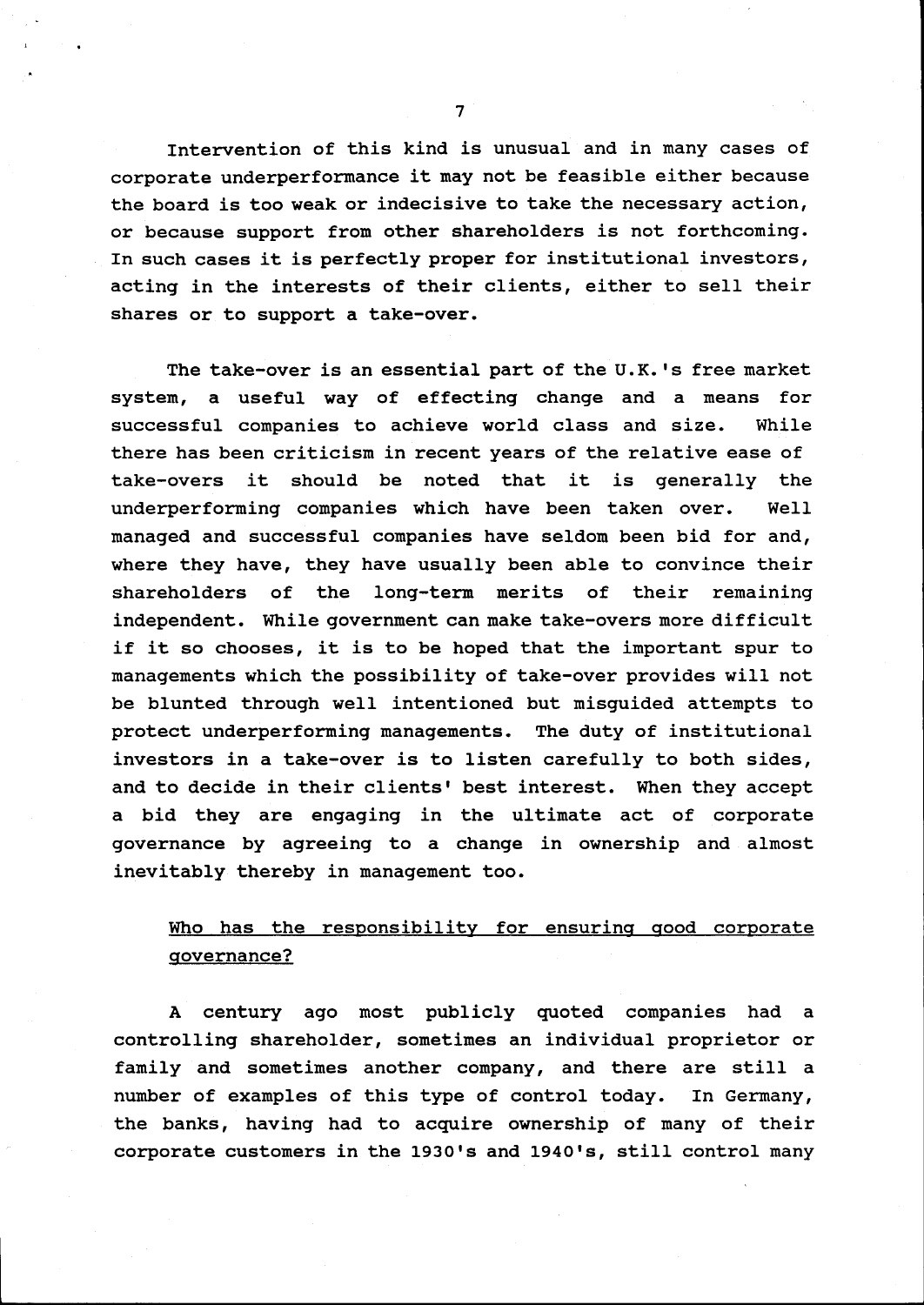Intervention of this kind is unusual and in many cases of corporate underperformance it may not be feasible either because the board is too weak or indecisive to take the necessary action, or because support from other shareholders is not forthcoming. In such cases it is perfectly proper for institutional investors, acting in the interests of their clients, either to sell their shares or to support a take-over.

The take-over is an essential part of the U.K.'s free market system, a useful way of effecting change and a means for successful companies to achieve world class and size. While there has been criticism in recent years of the relative ease of take-overs it should be noted that it is generally the underperforming companies which have been taken over. Well managed and successful companies have seldom been bid for and, where they have, they have usually been able to convince their shareholders of the long-term merits of their remaining independent. While government can make take-overs more difficult if it so chooses, it is to be hoped that the important spur to managements which the possibility of take-over provides will not be blunted through well intentioned but misguided attempts to protect underperforming managements. The duty of institutional investors in a take-over is to listen carefully to both sides, and to decide in their clients' best interest. When they accept a bid they are engaging in the ultimate act of corporate governance by agreeing to a change in ownership and almost inevitably thereby in management too.

## Who has the responsibility for ensuring good corporate governance?

A century ago most publicly quoted companies had a controlling shareholder, sometimes an individual proprietor or family and sometimes another company, and there are still a number of examples of this type of control today. In Germany, the banks, having had to acquire ownership of many of their corporate customers in the 1930's and 1940's, still control many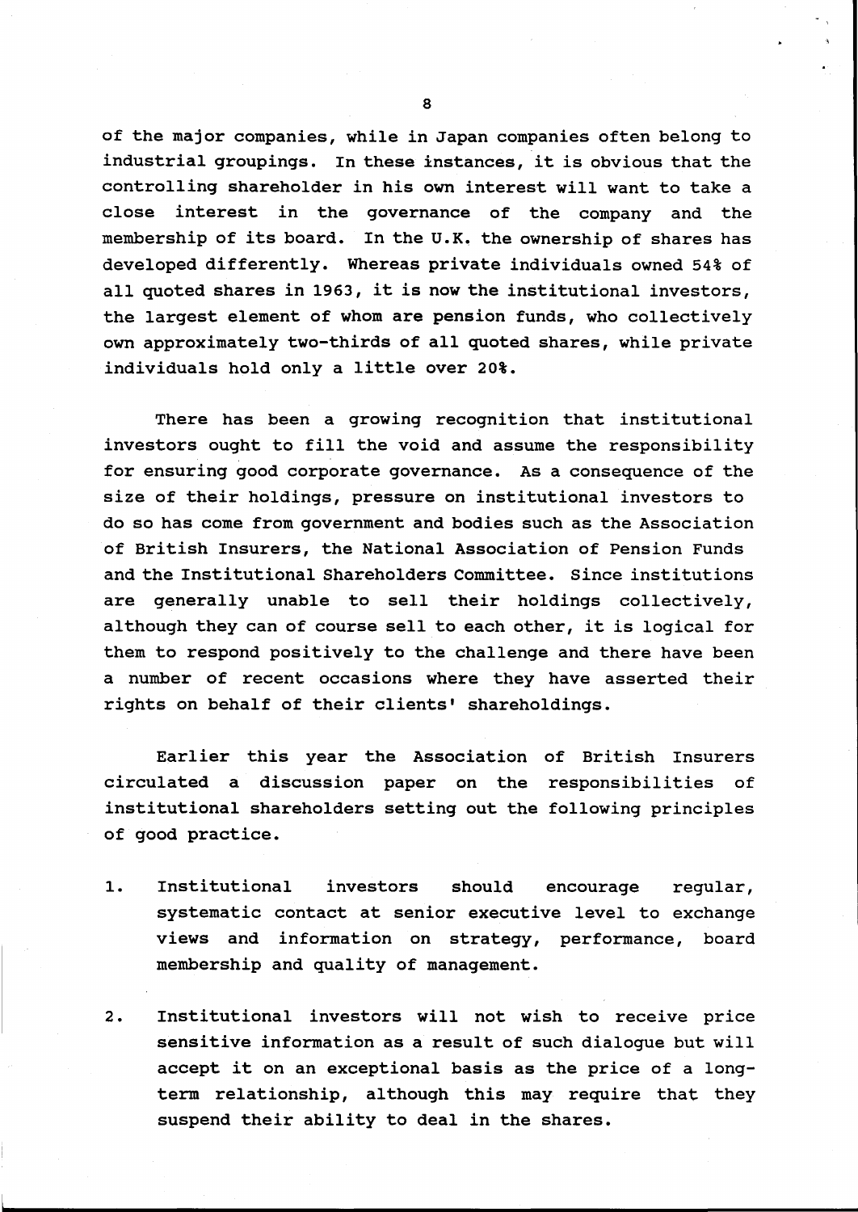of the major companies, while in Japan companies often belong to industrial groupings. In these instances, it is obvious that the controlling shareholder in his own interest will want to take a close interest in the governance of the company and the membership of its board. In the U.K. the ownership of shares has developed differently. Whereas private individuals owned 54% of all quoted shares in 1963, it is now the institutional investors, the largest element of whom are pension funds, who collectively own approximately two-thirds of all quoted shares, while private individuals hold only a little over 20%.

There has been a growing recognition that institutional investors ought to fill the void and assume the responsibility for ensuring good corporate governance. As a consequence of the size of their holdings, pressure on institutional investors to do so has come from government and bodies such as the Association of British Insurers, the National Association of Pension Funds and the Institutional Shareholders Committee. Since institutions are generally unable to sell their holdings collectively, although they can of course sell to each other, it is logical for them to respond positively to the challenge and there have been a number of recent occasions where they have asserted their rights on behalf of their clients' shareholdings.

Earlier this year the Association of British Insurers circulated a discussion paper on the responsibilities of institutional shareholders setting out the following principles of good practice.

1. Institutional investors should encourage regular, systematic contact at senior executive level to exchange views and information on strategy, performance, board membership and quality of management.

2. Institutional investors will not wish to receive price sensitive information as a result of such dialogue but will accept it on an exceptional basis as the price of a long-term relationship, although this may require that they suspend their ability to deal in the shares.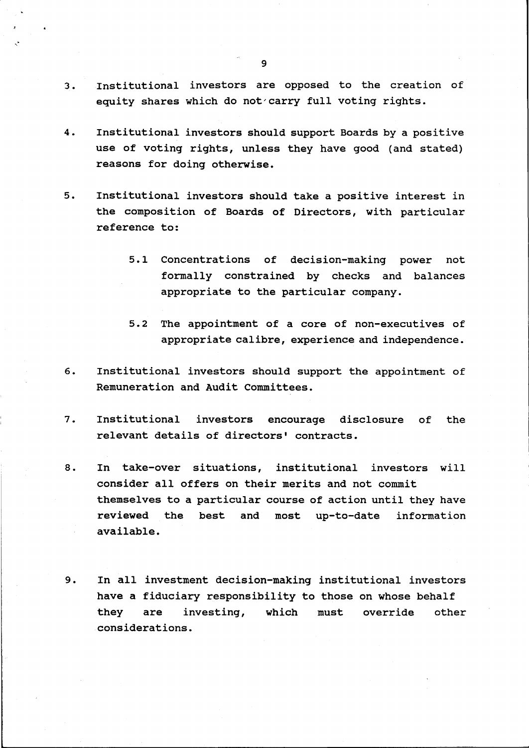3. Institutional investors are opposed to the creation of equity shares which do not carry full voting rights.

4. Institutional investors should support Boards by a positive use of voting rights, unless they have good (and stated) reasons for doing otherwise.

5. Institutional investors should take a positive interest in the composition of Boards of Directors, with particular reference to:

    5.1 Concentrations of decision-making power not formally constrained by checks and balances appropriate to the particular company.

    5.2 The appointment of a core of non-executives of appropriate calibre, experience and independence.

6. Institutional investors should support the appointment of Remuneration and Audit Committees.

7. Institutional investors encourage disclosure of the relevant details of directors' contracts.

8. In take-over situations, institutional investors will consider all offers on their merits and not commit themselves to a particular course of action until they have reviewed the best and most up-to-date information available.

9. In all investment decision-making institutional investors have a fiduciary responsibility to those on whose behalf they are investing, which must override other considerations.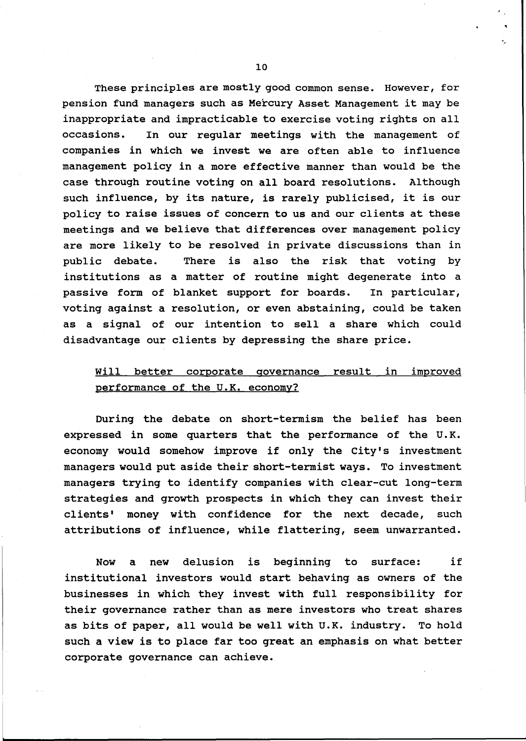These principles are mostly good common sense. However, for pension fund managers such as Mercury Asset Management it may be inappropriate and impracticable to exercise voting rights on all occasions. In our regular meetings with the management of companies in which we invest we are often able to influence management policy in a more effective manner than would be the case through routine voting on all board resolutions. Although such influence, by its nature, is rarely publicised, it is our policy to raise issues of concern to us and our clients at these meetings and we believe that differences over management policy are more likely to be resolved in private discussions than in public debate. There is also the risk that voting by institutions as a matter of routine might degenerate into a passive form of blanket support for boards. In particular, voting against a resolution, or even abstaining, could be taken as a signal of our intention to sell a share which could disadvantage our clients by depressing the share price.

## Will better corporate governance result in improved performance of the U.K. economy?

During the debate on short-termism the belief has been expressed in some quarters that the performance of the U.K. economy would somehow improve if only the City's investment managers would put aside their short-termist ways. To investment managers trying to identify companies with clear-cut long-term strategies and growth prospects in which they can invest their clients' money with confidence for the next decade, such attributions of influence, while flattering, seem unwarranted.

Now a new delusion is beginning to surface: if institutional investors would start behaving as owners of the businesses in which they invest with full responsibility for their governance rather than as mere investors who treat shares as bits of paper, all would be well with U.K. industry. To hold such a view is to place far too great an emphasis on what better corporate governance can achieve.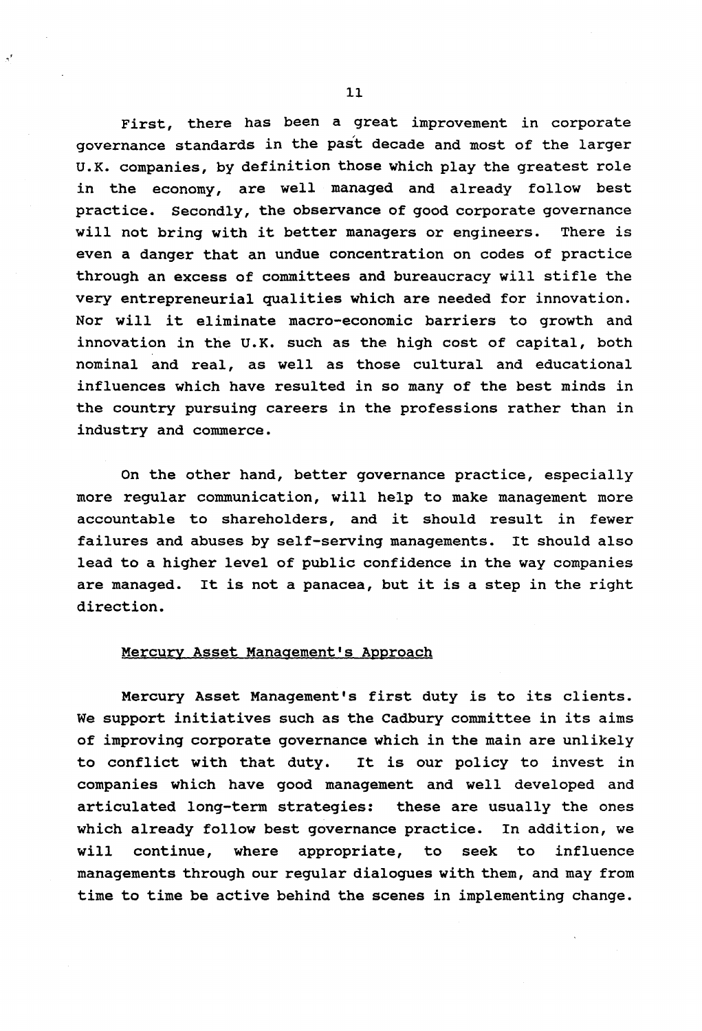First, there has been a great improvement in corporate governance standards in the past decade and most of the larger U.K. companies, by definition those which play the greatest role in the economy, are well managed and already follow best practice. Secondly, the observance of good corporate governance will not bring with it better managers or engineers. There is even a danger that an undue concentration on codes of practice through an excess of committees and bureaucracy will stifle the very entrepreneurial qualities which are needed for innovation. Nor will it eliminate macro-economic barriers to growth and innovation in the U.K. such as the high cost of capital, both nominal and real, as well as those cultural and educational influences which have resulted in so many of the best minds in the country pursuing careers in the professions rather than in industry and commerce.

On the other hand, better governance practice, especially more regular communication, will help to make management more accountable to shareholders, and it should result in fewer failures and abuses by self-serving managements. It should also lead to a higher level of public confidence in the way companies are managed. It is not a panacea, but it is a step in the right direction.

## Mercury Asset Management's Approach

Mercury Asset Management's first duty is to its clients. We support initiatives such as the Cadbury committee in its aims of improving corporate governance which in the main are unlikely to conflict with that duty. It is our policy to invest in companies which have good management and well developed and articulated long-term strategies: these are usually the ones which already follow best governance practice. In addition, we will continue, where appropriate, to seek to influence managements through our regular dialogues with them, and may from time to time be active behind the scenes in implementing change.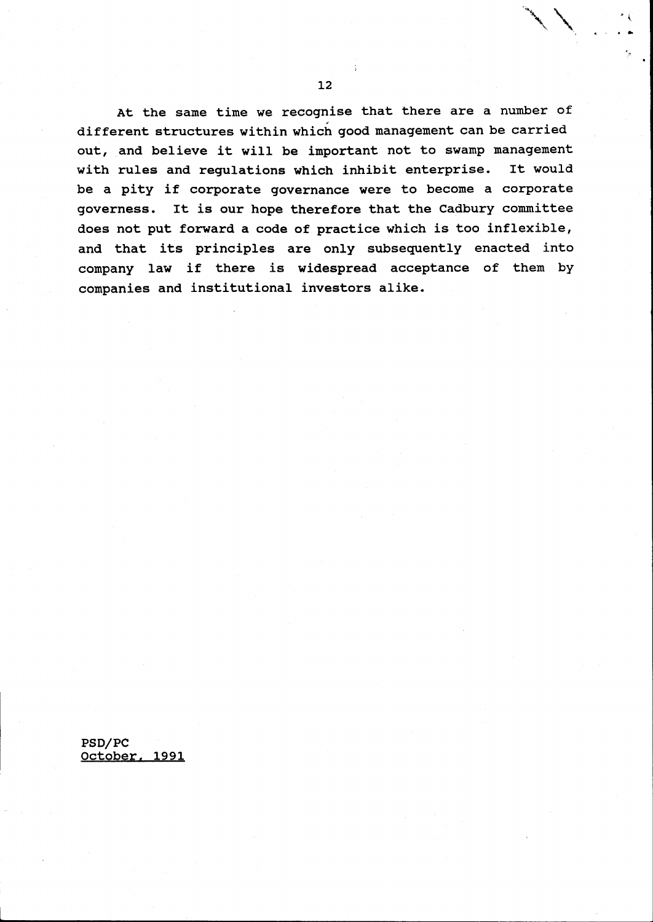At the same time we recognise that there are a number of different structures within which good management can be carried out, and believe it will be important not to swamp management with rules and regulations which inhibit enterprise. It would be a pity if corporate governance were to become a corporate governess. It is our hope therefore that the Cadbury committee does not put forward a code of practice which is too inflexible, and that its principles are only subsequently enacted into company law if there is widespread acceptance of them by companies and institutional investors alike.

PSD/PC
October, 1991